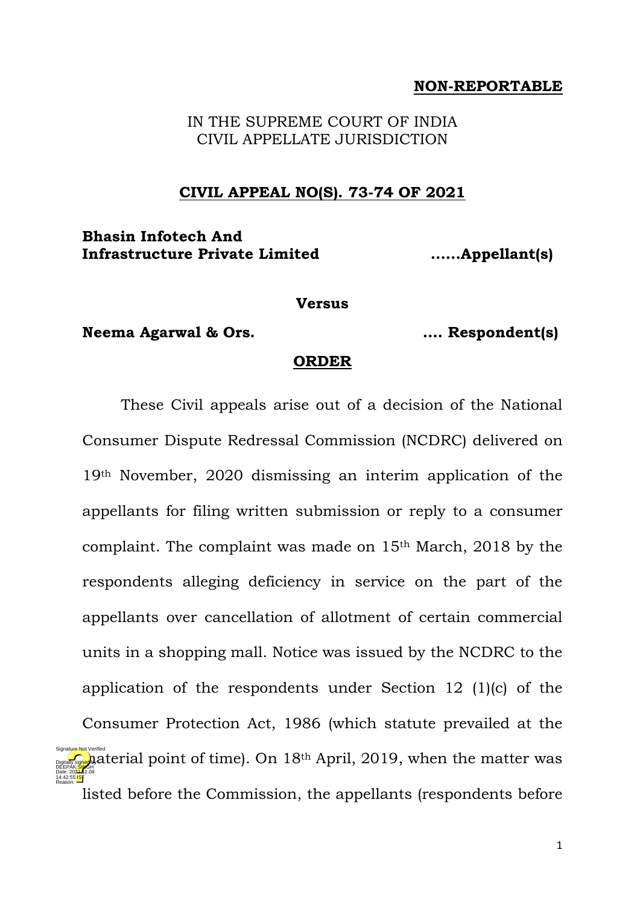**NON-REPORTABLE**

IN THE SUPREME COURT OF INDIA
CIVIL APPELLATE JURISDICTION

**CIVIL APPEAL NO(S). 73-74 OF 2021**

**Bhasin Infotech And Infrastructure Private Limited ......Appellant(s)**

**Versus**

**Neema Agarwal & Ors. .... Respondent(s)**

**ORDER**

These Civil appeals arise out of a decision of the National Consumer Dispute Redressal Commission (NCDRC) delivered on 19th November, 2020 dismissing an interim application of the appellants for filing written submission or reply to a consumer complaint. The complaint was made on 15th March, 2018 by the respondents alleging deficiency in service on the part of the appellants over cancellation of allotment of certain commercial units in a shopping mall. Notice was issued by the NCDRC to the application of the respondents under Section 12 (1)(c) of the Consumer Protection Act, 1986 (which statute prevailed at the material point of time). On 18th April, 2019, when the matter was listed before the Commission, the appellants (respondents before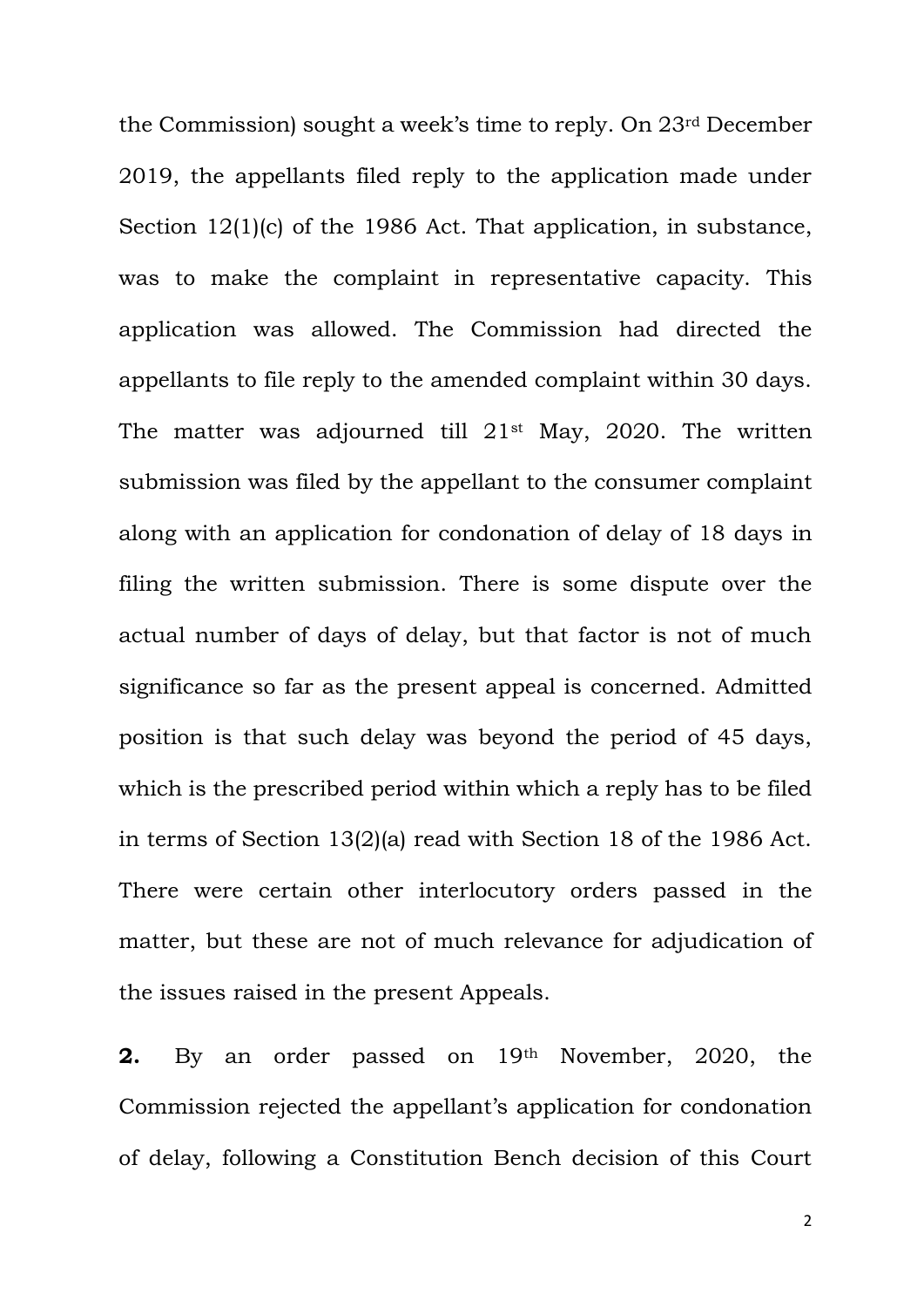the Commission) sought a week's time to reply. On 23rd December 2019, the appellants filed reply to the application made under Section 12(1)(c) of the 1986 Act. That application, in substance, was to make the complaint in representative capacity. This application was allowed. The Commission had directed the appellants to file reply to the amended complaint within 30 days. The matter was adjourned till 21st May, 2020. The written submission was filed by the appellant to the consumer complaint along with an application for condonation of delay of 18 days in filing the written submission. There is some dispute over the actual number of days of delay, but that factor is not of much significance so far as the present appeal is concerned. Admitted position is that such delay was beyond the period of 45 days, which is the prescribed period within which a reply has to be filed in terms of Section 13(2)(a) read with Section 18 of the 1986 Act. There were certain other interlocutory orders passed in the matter, but these are not of much relevance for adjudication of the issues raised in the present Appeals.

**2.** By an order passed on 19th November, 2020, the Commission rejected the appellant's application for condonation of delay, following a Constitution Bench decision of this Court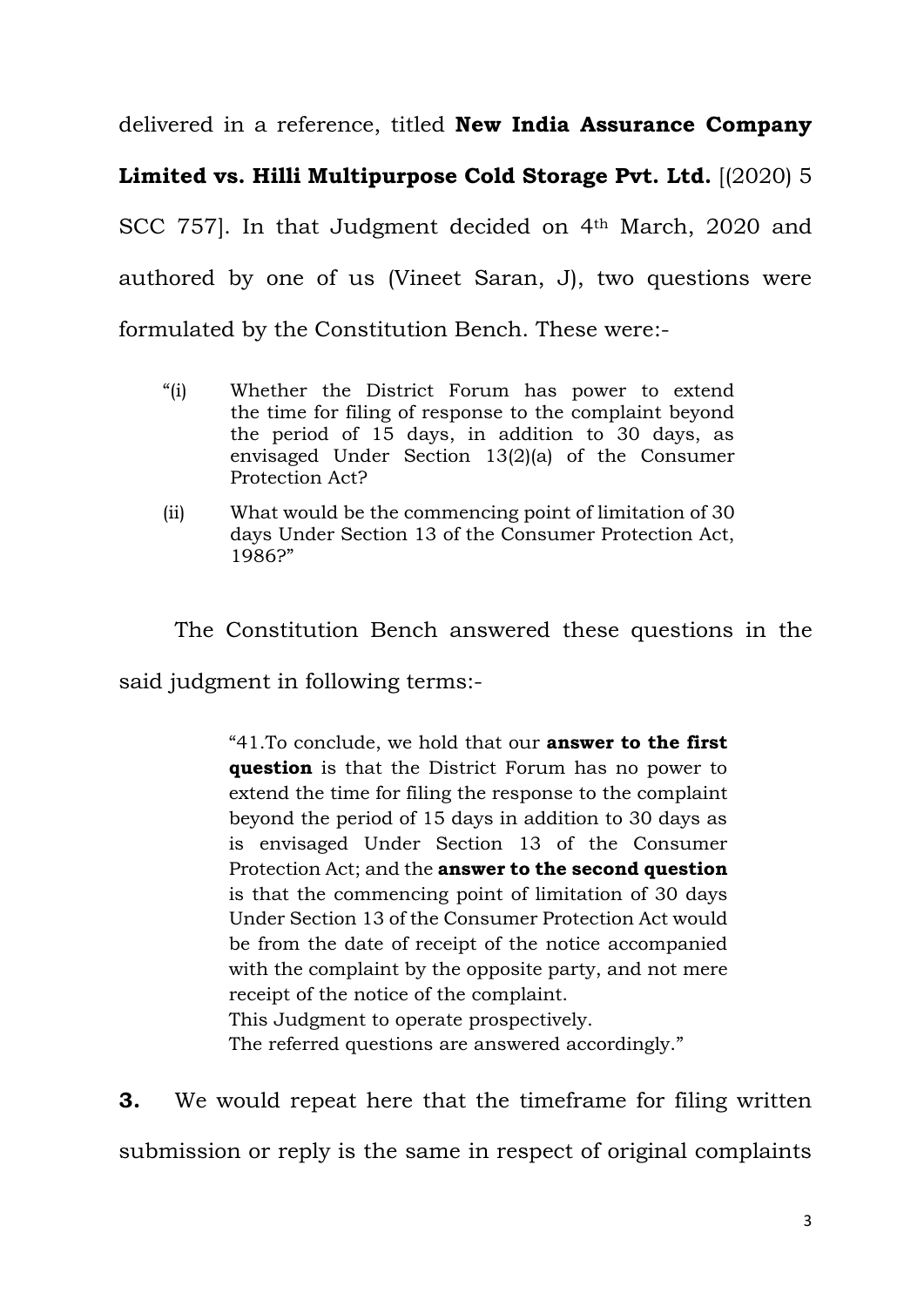delivered in a reference, titled **New India Assurance Company Limited vs. Hilli Multipurpose Cold Storage Pvt. Ltd.** [(2020) 5 SCC 757]. In that Judgment decided on 4th March, 2020 and authored by one of us (Vineet Saran, J), two questions were formulated by the Constitution Bench. These were:-

> "(i) Whether the District Forum has power to extend the time for filing of response to the complaint beyond the period of 15 days, in addition to 30 days, as envisaged Under Section 13(2)(a) of the Consumer Protection Act?
>
> (ii) What would be the commencing point of limitation of 30 days Under Section 13 of the Consumer Protection Act, 1986?"

The Constitution Bench answered these questions in the said judgment in following terms:-

> "41.To conclude, we hold that our **answer to the first question** is that the District Forum has no power to extend the time for filing the response to the complaint beyond the period of 15 days in addition to 30 days as is envisaged Under Section 13 of the Consumer Protection Act; and the **answer to the second question** is that the commencing point of limitation of 30 days Under Section 13 of the Consumer Protection Act would be from the date of receipt of the notice accompanied with the complaint by the opposite party, and not mere receipt of the notice of the complaint.
>
> This Judgment to operate prospectively.
>
> The referred questions are answered accordingly."

**3.** We would repeat here that the timeframe for filing written submission or reply is the same in respect of original complaints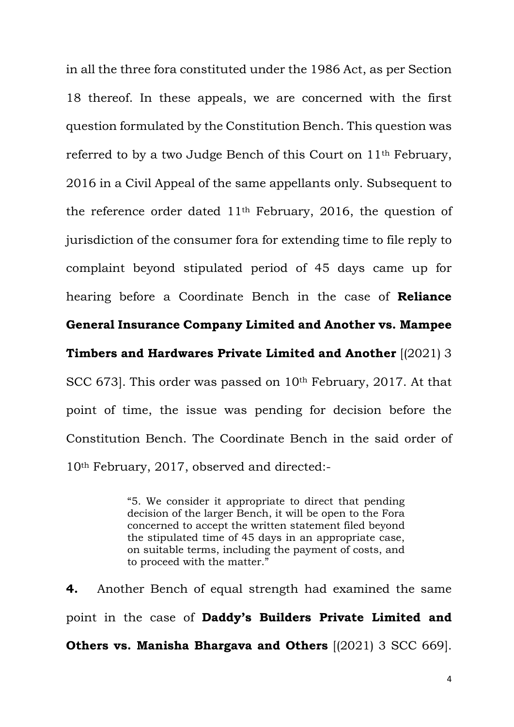in all the three fora constituted under the 1986 Act, as per Section 18 thereof. In these appeals, we are concerned with the first question formulated by the Constitution Bench. This question was referred to by a two Judge Bench of this Court on 11th February, 2016 in a Civil Appeal of the same appellants only. Subsequent to the reference order dated 11th February, 2016, the question of jurisdiction of the consumer fora for extending time to file reply to complaint beyond stipulated period of 45 days came up for hearing before a Coordinate Bench in the case of **Reliance General Insurance Company Limited and Another vs. Mampee Timbers and Hardwares Private Limited and Another** [(2021) 3 SCC 673]. This order was passed on 10th February, 2017. At that point of time, the issue was pending for decision before the Constitution Bench. The Coordinate Bench in the said order of 10th February, 2017, observed and directed:-

> "5. We consider it appropriate to direct that pending decision of the larger Bench, it will be open to the Fora concerned to accept the written statement filed beyond the stipulated time of 45 days in an appropriate case, on suitable terms, including the payment of costs, and to proceed with the matter."

**4.** Another Bench of equal strength had examined the same point in the case of **Daddy's Builders Private Limited and Others vs. Manisha Bhargava and Others** [(2021) 3 SCC 669].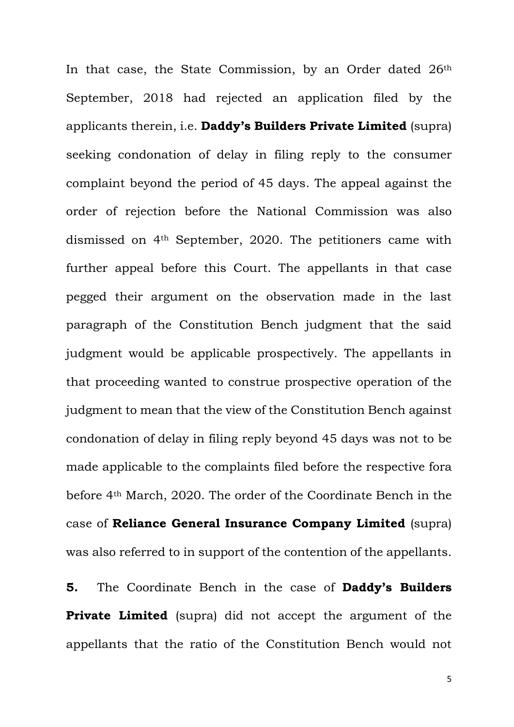In that case, the State Commission, by an Order dated 26th September, 2018 had rejected an application filed by the applicants therein, i.e. **Daddy's Builders Private Limited** (supra) seeking condonation of delay in filing reply to the consumer complaint beyond the period of 45 days. The appeal against the order of rejection before the National Commission was also dismissed on 4th September, 2020. The petitioners came with further appeal before this Court. The appellants in that case pegged their argument on the observation made in the last paragraph of the Constitution Bench judgment that the said judgment would be applicable prospectively. The appellants in that proceeding wanted to construe prospective operation of the judgment to mean that the view of the Constitution Bench against condonation of delay in filing reply beyond 45 days was not to be made applicable to the complaints filed before the respective fora before 4th March, 2020. The order of the Coordinate Bench in the case of **Reliance General Insurance Company Limited** (supra) was also referred to in support of the contention of the appellants.

**5.** The Coordinate Bench in the case of **Daddy's Builders Private Limited** (supra) did not accept the argument of the appellants that the ratio of the Constitution Bench would not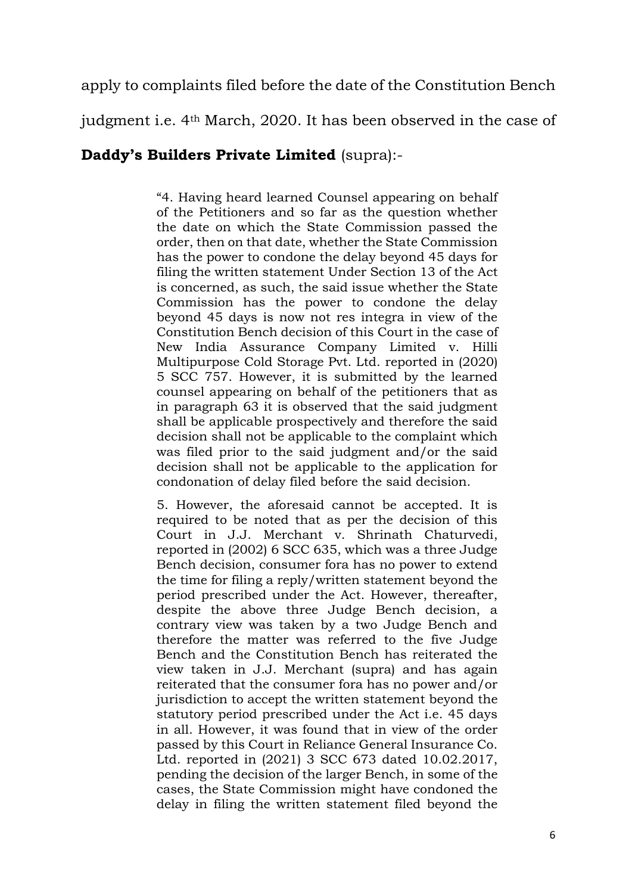apply to complaints filed before the date of the Constitution Bench judgment i.e. 4th March, 2020. It has been observed in the case of **Daddy's Builders Private Limited** (supra):-

> "4. Having heard learned Counsel appearing on behalf of the Petitioners and so far as the question whether the date on which the State Commission passed the order, then on that date, whether the State Commission has the power to condone the delay beyond 45 days for filing the written statement Under Section 13 of the Act is concerned, as such, the said issue whether the State Commission has the power to condone the delay beyond 45 days is now not res integra in view of the Constitution Bench decision of this Court in the case of New India Assurance Company Limited v. Hilli Multipurpose Cold Storage Pvt. Ltd. reported in (2020) 5 SCC 757. However, it is submitted by the learned counsel appearing on behalf of the petitioners that as in paragraph 63 it is observed that the said judgment shall be applicable prospectively and therefore the said decision shall not be applicable to the complaint which was filed prior to the said judgment and/or the said decision shall not be applicable to the application for condonation of delay filed before the said decision.
>
> 5. However, the aforesaid cannot be accepted. It is required to be noted that as per the decision of this Court in J.J. Merchant v. Shrinath Chaturvedi, reported in (2002) 6 SCC 635, which was a three Judge Bench decision, consumer fora has no power to extend the time for filing a reply/written statement beyond the period prescribed under the Act. However, thereafter, despite the above three Judge Bench decision, a contrary view was taken by a two Judge Bench and therefore the matter was referred to the five Judge Bench and the Constitution Bench has reiterated the view taken in J.J. Merchant (supra) and has again reiterated that the consumer fora has no power and/or jurisdiction to accept the written statement beyond the statutory period prescribed under the Act i.e. 45 days in all. However, it was found that in view of the order passed by this Court in Reliance General Insurance Co. Ltd. reported in (2021) 3 SCC 673 dated 10.02.2017, pending the decision of the larger Bench, in some of the cases, the State Commission might have condoned the delay in filing the written statement filed beyond the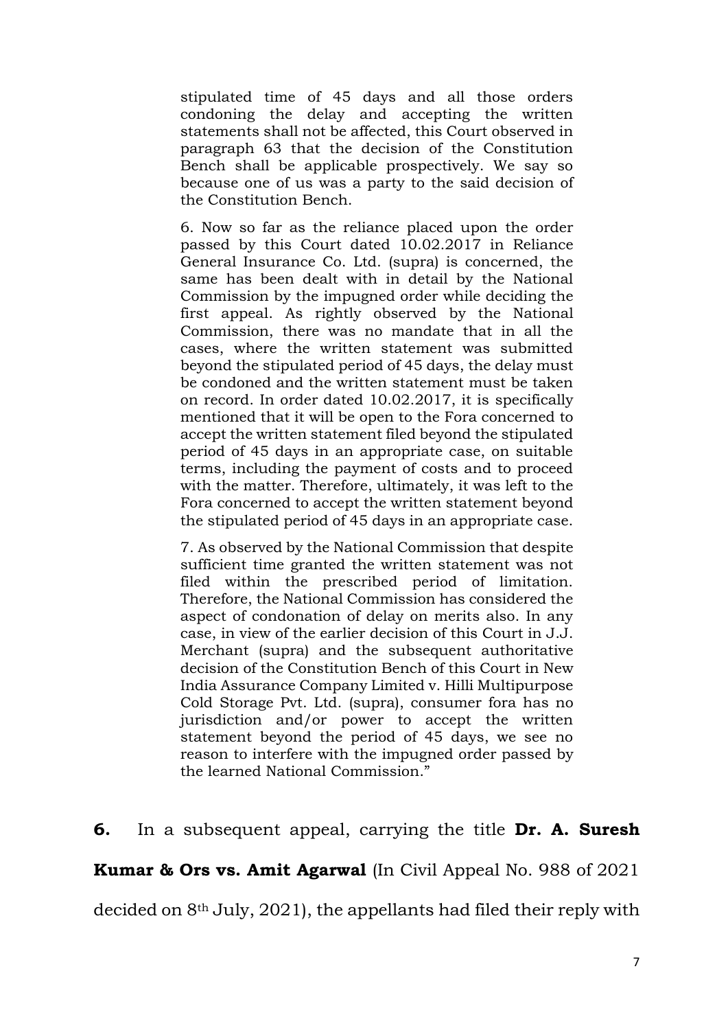> stipulated time of 45 days and all those orders condoning the delay and accepting the written statements shall not be affected, this Court observed in paragraph 63 that the decision of the Constitution Bench shall be applicable prospectively. We say so because one of us was a party to the said decision of the Constitution Bench.
>
> 6. Now so far as the reliance placed upon the order passed by this Court dated 10.02.2017 in Reliance General Insurance Co. Ltd. (supra) is concerned, the same has been dealt with in detail by the National Commission by the impugned order while deciding the first appeal. As rightly observed by the National Commission, there was no mandate that in all the cases, where the written statement was submitted beyond the stipulated period of 45 days, the delay must be condoned and the written statement must be taken on record. In order dated 10.02.2017, it is specifically mentioned that it will be open to the Fora concerned to accept the written statement filed beyond the stipulated period of 45 days in an appropriate case, on suitable terms, including the payment of costs and to proceed with the matter. Therefore, ultimately, it was left to the Fora concerned to accept the written statement beyond the stipulated period of 45 days in an appropriate case.
>
> 7. As observed by the National Commission that despite sufficient time granted the written statement was not filed within the prescribed period of limitation. Therefore, the National Commission has considered the aspect of condonation of delay on merits also. In any case, in view of the earlier decision of this Court in J.J. Merchant (supra) and the subsequent authoritative decision of the Constitution Bench of this Court in New India Assurance Company Limited v. Hilli Multipurpose Cold Storage Pvt. Ltd. (supra), consumer fora has no jurisdiction and/or power to accept the written statement beyond the period of 45 days, we see no reason to interfere with the impugned order passed by the learned National Commission."

**6.** In a subsequent appeal, carrying the title **Dr. A. Suresh Kumar & Ors vs. Amit Agarwal** (In Civil Appeal No. 988 of 2021 decided on 8th July, 2021), the appellants had filed their reply with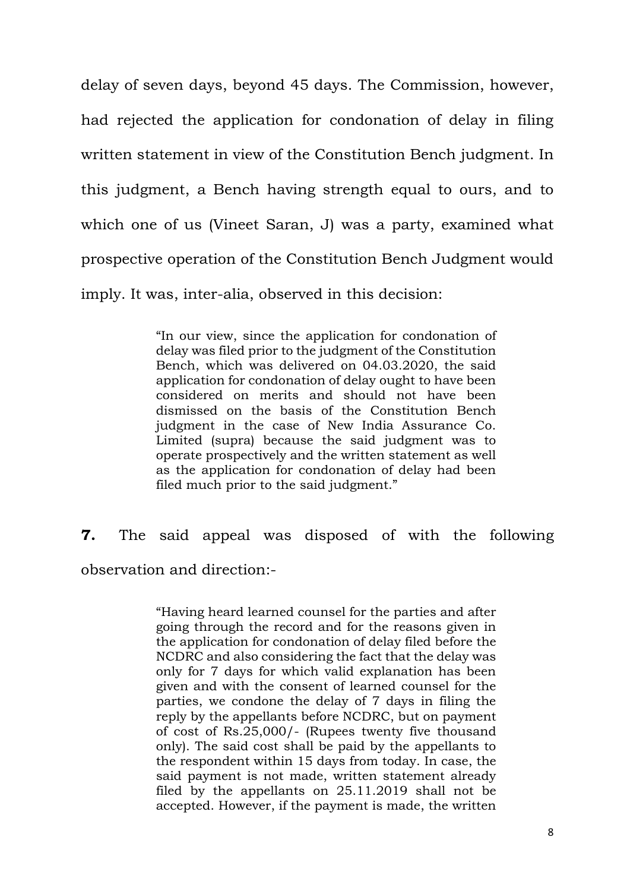delay of seven days, beyond 45 days. The Commission, however, had rejected the application for condonation of delay in filing written statement in view of the Constitution Bench judgment. In this judgment, a Bench having strength equal to ours, and to which one of us (Vineet Saran, J) was a party, examined what prospective operation of the Constitution Bench Judgment would imply. It was, inter-alia, observed in this decision:

> "In our view, since the application for condonation of delay was filed prior to the judgment of the Constitution Bench, which was delivered on 04.03.2020, the said application for condonation of delay ought to have been considered on merits and should not have been dismissed on the basis of the Constitution Bench judgment in the case of New India Assurance Co. Limited (supra) because the said judgment was to operate prospectively and the written statement as well as the application for condonation of delay had been filed much prior to the said judgment."

**7.** The said appeal was disposed of with the following observation and direction:-

> "Having heard learned counsel for the parties and after going through the record and for the reasons given in the application for condonation of delay filed before the NCDRC and also considering the fact that the delay was only for 7 days for which valid explanation has been given and with the consent of learned counsel for the parties, we condone the delay of 7 days in filing the reply by the appellants before NCDRC, but on payment of cost of Rs.25,000/- (Rupees twenty five thousand only). The said cost shall be paid by the appellants to the respondent within 15 days from today. In case, the said payment is not made, written statement already filed by the appellants on 25.11.2019 shall not be accepted. However, if the payment is made, the written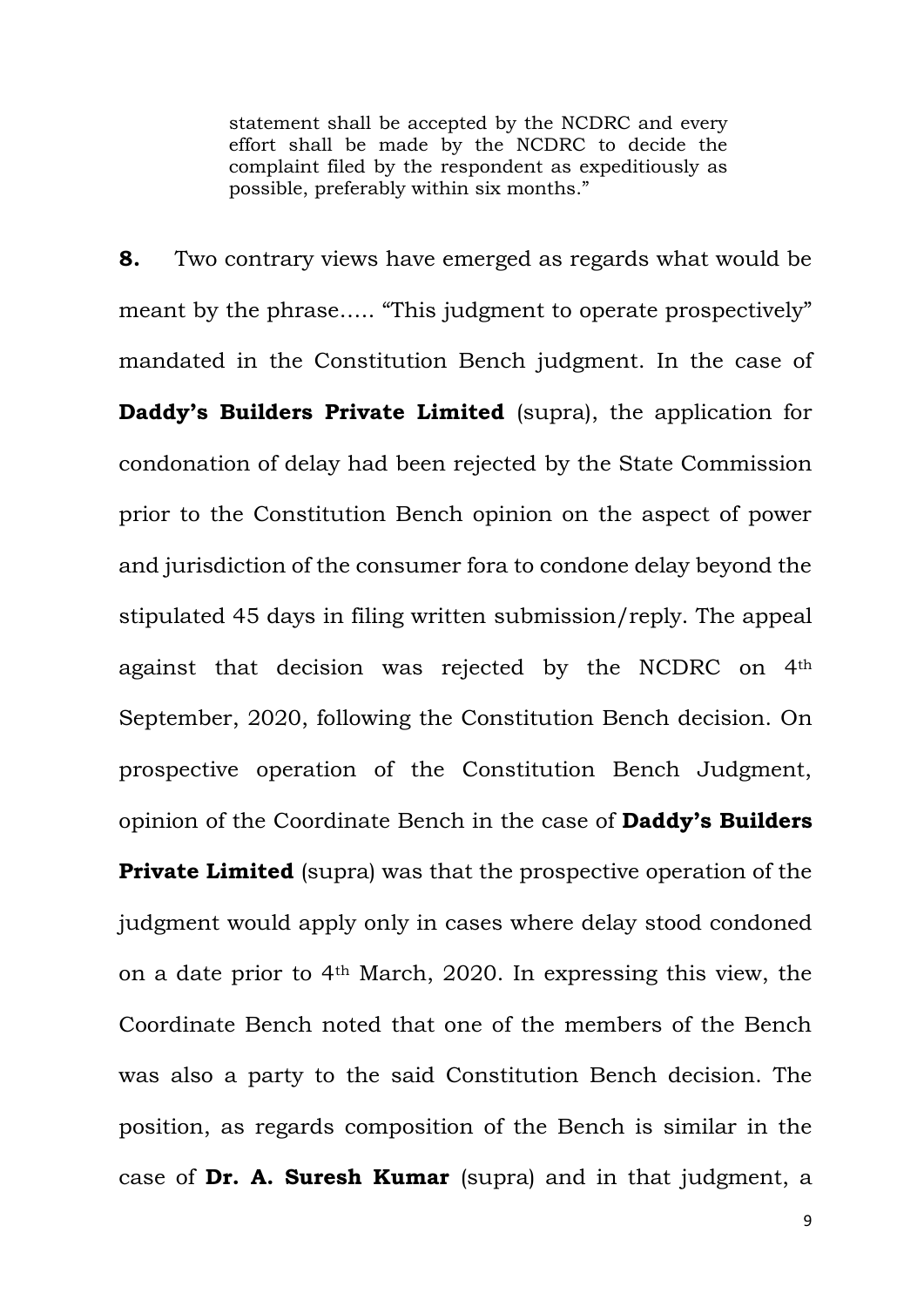> statement shall be accepted by the NCDRC and every effort shall be made by the NCDRC to decide the complaint filed by the respondent as expeditiously as possible, preferably within six months."

**8.** Two contrary views have emerged as regards what would be meant by the phrase….. "This judgment to operate prospectively" mandated in the Constitution Bench judgment. In the case of **Daddy's Builders Private Limited** (supra), the application for condonation of delay had been rejected by the State Commission prior to the Constitution Bench opinion on the aspect of power and jurisdiction of the consumer fora to condone delay beyond the stipulated 45 days in filing written submission/reply. The appeal against that decision was rejected by the NCDRC on 4th September, 2020, following the Constitution Bench decision. On prospective operation of the Constitution Bench Judgment, opinion of the Coordinate Bench in the case of **Daddy's Builders Private Limited** (supra) was that the prospective operation of the judgment would apply only in cases where delay stood condoned on a date prior to 4th March, 2020. In expressing this view, the Coordinate Bench noted that one of the members of the Bench was also a party to the said Constitution Bench decision. The position, as regards composition of the Bench is similar in the case of **Dr. A. Suresh Kumar** (supra) and in that judgment, a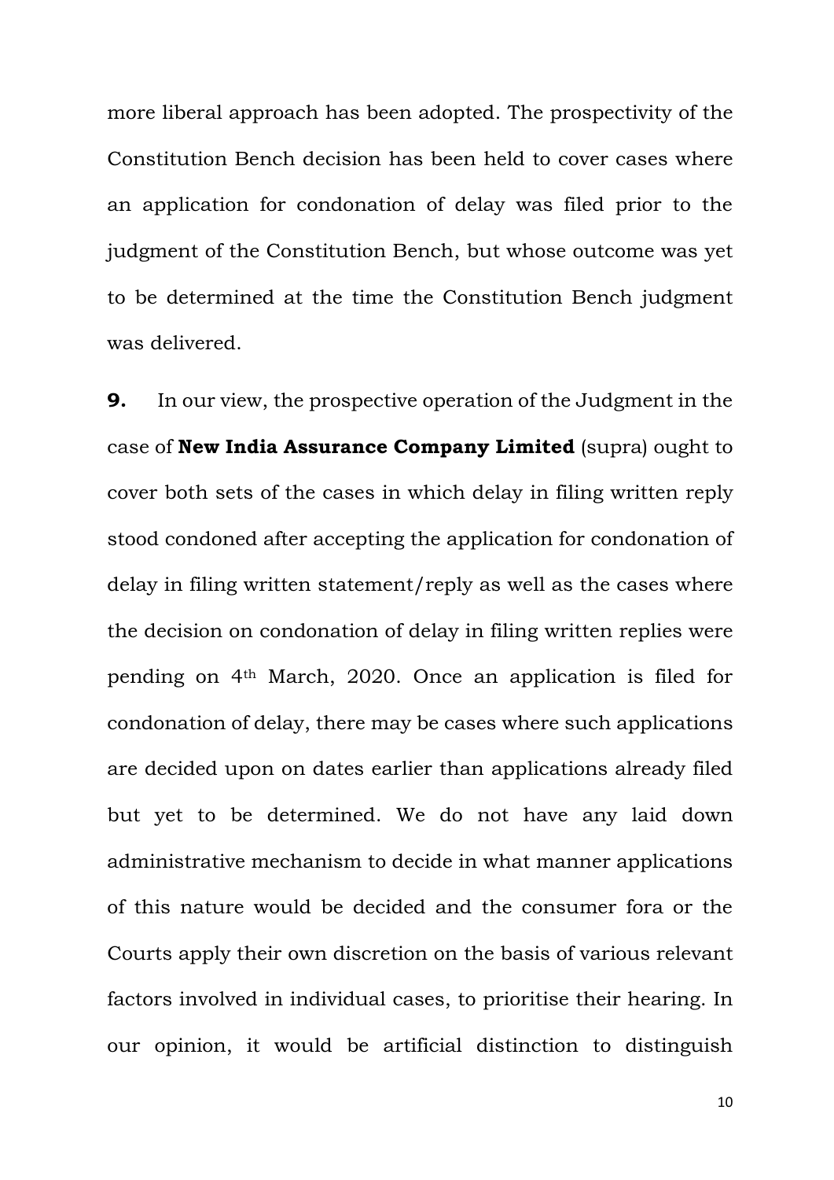more liberal approach has been adopted. The prospectivity of the Constitution Bench decision has been held to cover cases where an application for condonation of delay was filed prior to the judgment of the Constitution Bench, but whose outcome was yet to be determined at the time the Constitution Bench judgment was delivered.

**9.** In our view, the prospective operation of the Judgment in the case of **New India Assurance Company Limited** (supra) ought to cover both sets of the cases in which delay in filing written reply stood condoned after accepting the application for condonation of delay in filing written statement/reply as well as the cases where the decision on condonation of delay in filing written replies were pending on 4th March, 2020. Once an application is filed for condonation of delay, there may be cases where such applications are decided upon on dates earlier than applications already filed but yet to be determined. We do not have any laid down administrative mechanism to decide in what manner applications of this nature would be decided and the consumer fora or the Courts apply their own discretion on the basis of various relevant factors involved in individual cases, to prioritise their hearing. In our opinion, it would be artificial distinction to distinguish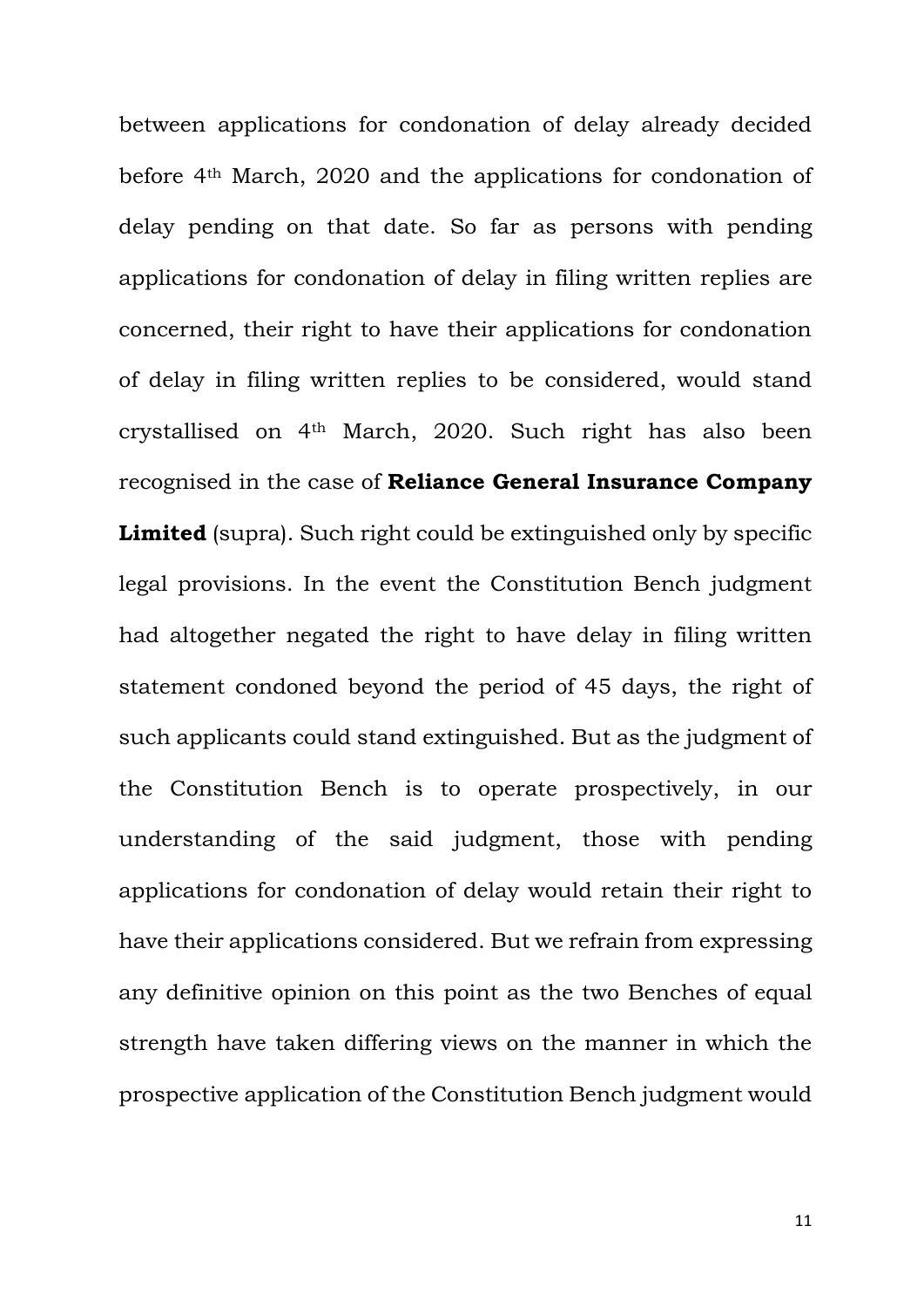between applications for condonation of delay already decided before 4th March, 2020 and the applications for condonation of delay pending on that date. So far as persons with pending applications for condonation of delay in filing written replies are concerned, their right to have their applications for condonation of delay in filing written replies to be considered, would stand crystallised on 4th March, 2020. Such right has also been recognised in the case of **Reliance General Insurance Company Limited** (supra). Such right could be extinguished only by specific legal provisions. In the event the Constitution Bench judgment had altogether negated the right to have delay in filing written statement condoned beyond the period of 45 days, the right of such applicants could stand extinguished. But as the judgment of the Constitution Bench is to operate prospectively, in our understanding of the said judgment, those with pending applications for condonation of delay would retain their right to have their applications considered. But we refrain from expressing any definitive opinion on this point as the two Benches of equal strength have taken differing views on the manner in which the prospective application of the Constitution Bench judgment would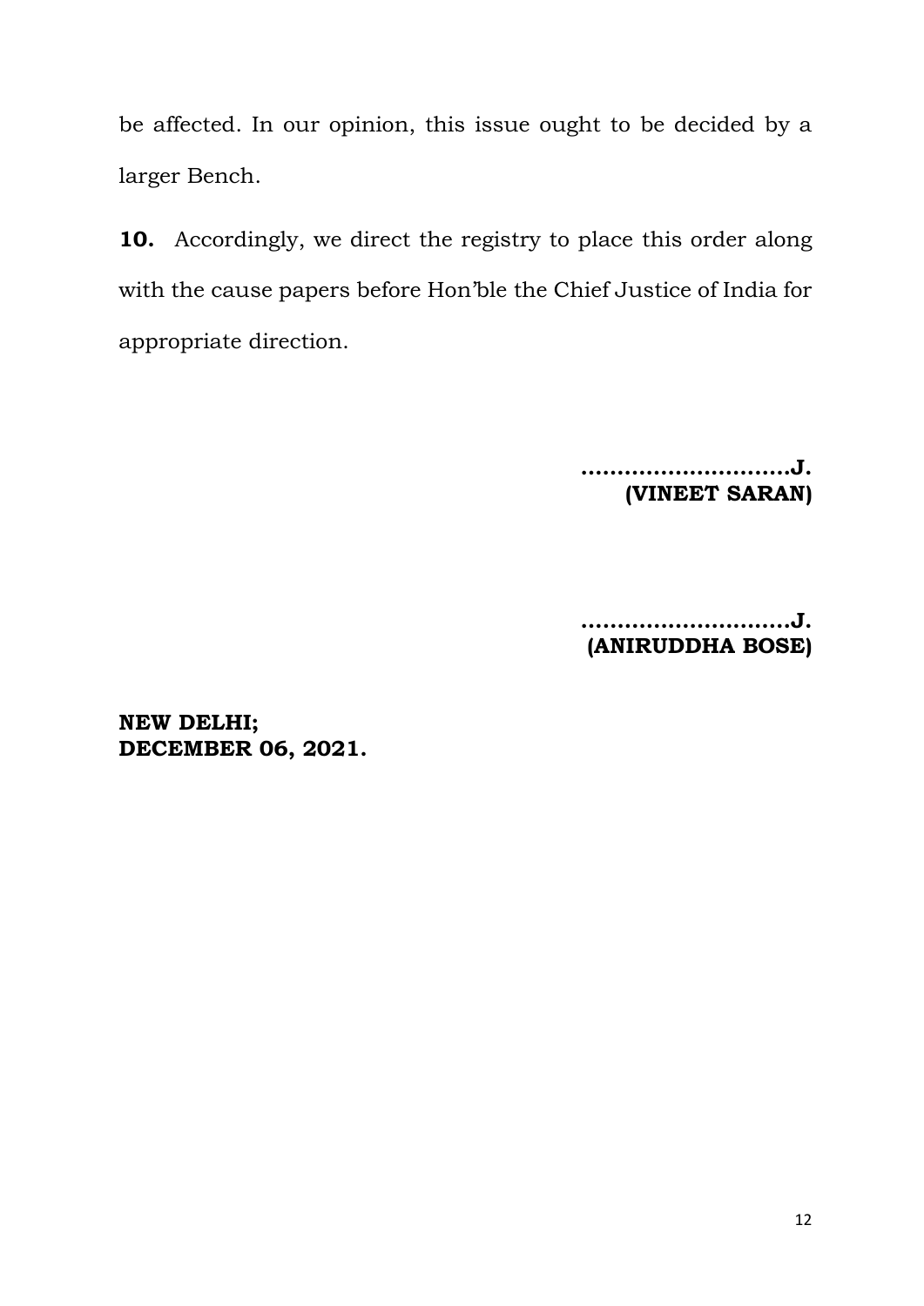be affected. In our opinion, this issue ought to be decided by a larger Bench.

**10.** Accordingly, we direct the registry to place this order along with the cause papers before Hon'ble the Chief Justice of India for appropriate direction.

**……………………….J.**
**(VINEET SARAN)**

**……………………….J.**
**(ANIRUDDHA BOSE)**

**NEW DELHI;**
**DECEMBER 06, 2021.**